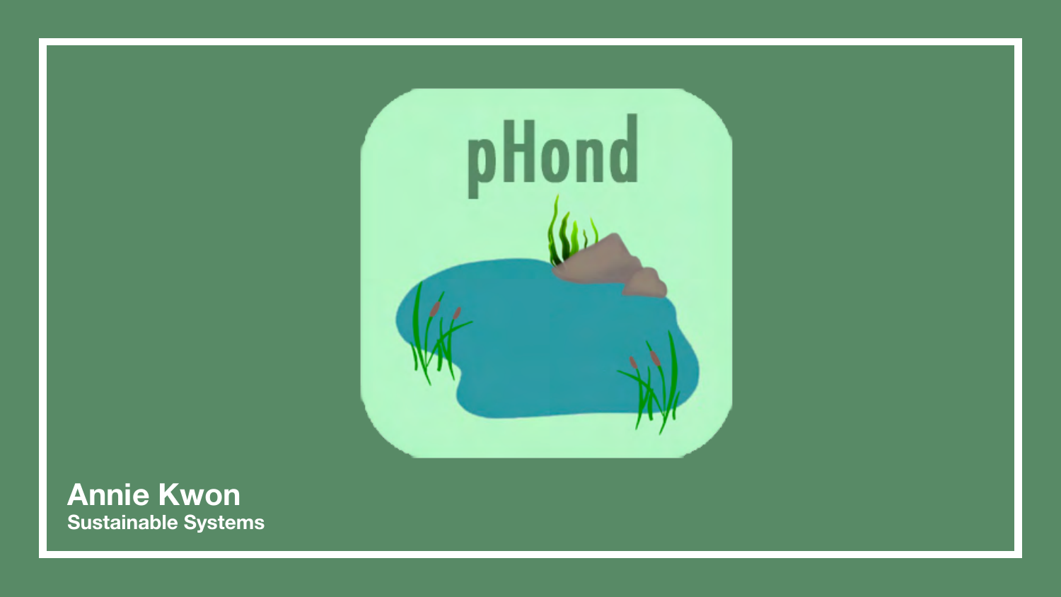pHond

# Annie Kwon

**Sustainable Systems**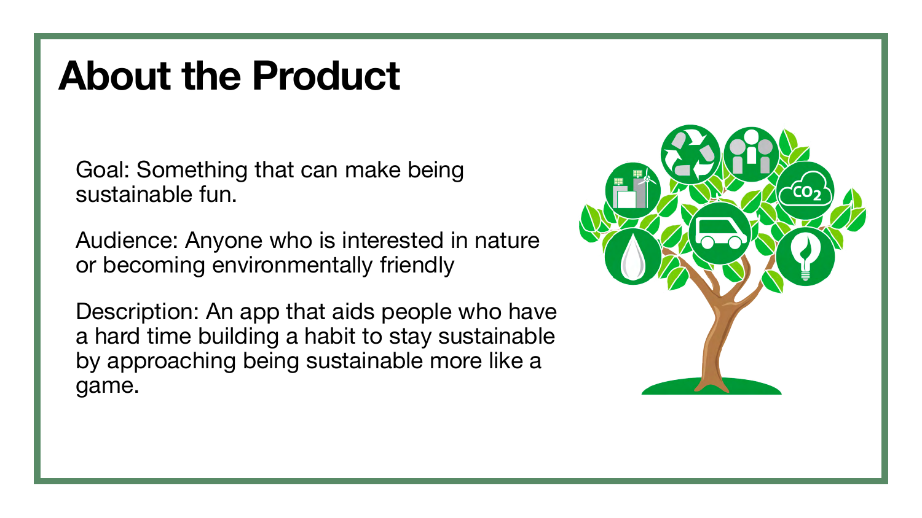# About the Product

Goal: Something that can make being sustainable fun.

Audience: Anyone who is interested in nature or becoming environmentally friendly

Description: An app that aids people who have a hard time building a habit to stay sustainable by approaching being sustainable more like a game.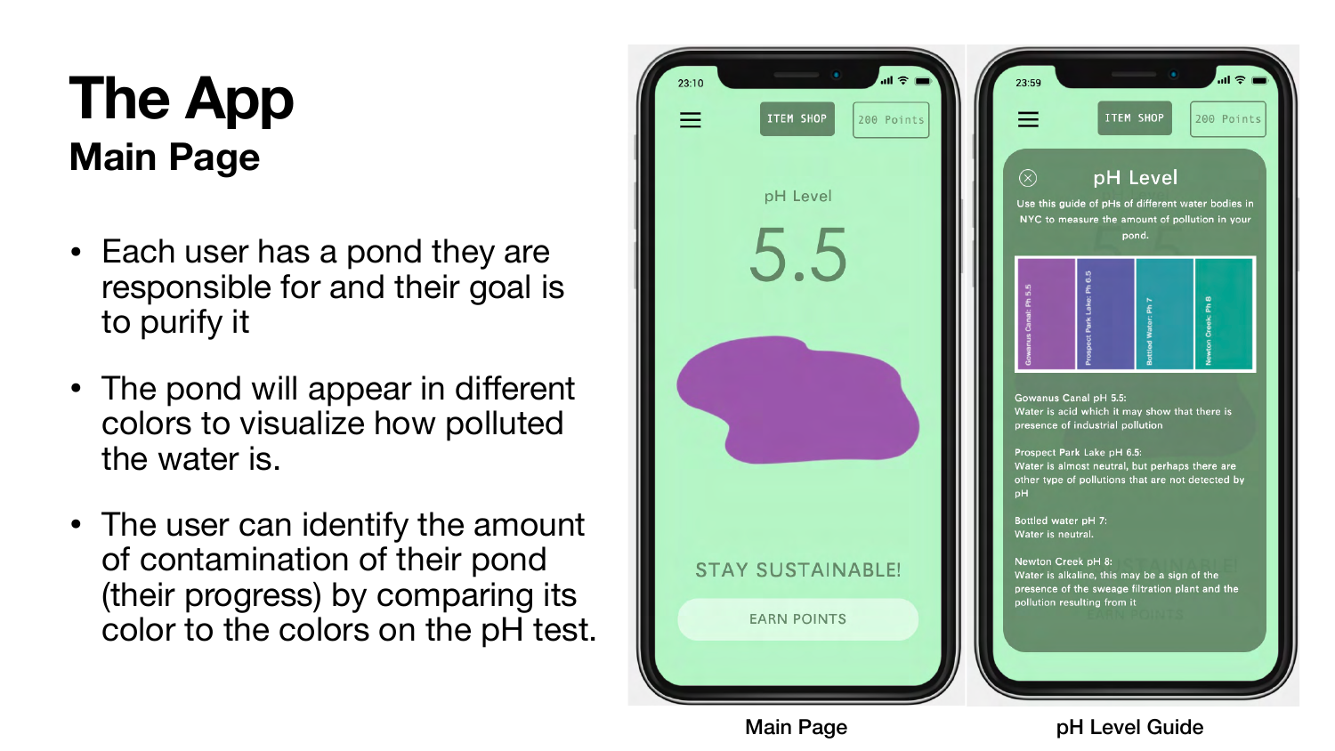# The App

## Main Page

- Each user has a pond they are responsible for and their goal is to purify it
- The pond will appear in different colors to visualize how polluted the water is.
- The user can identify the amount of contamination of their pond (their progress) by comparing its color to the colors on the pH test.

Main Page

pH Level Guide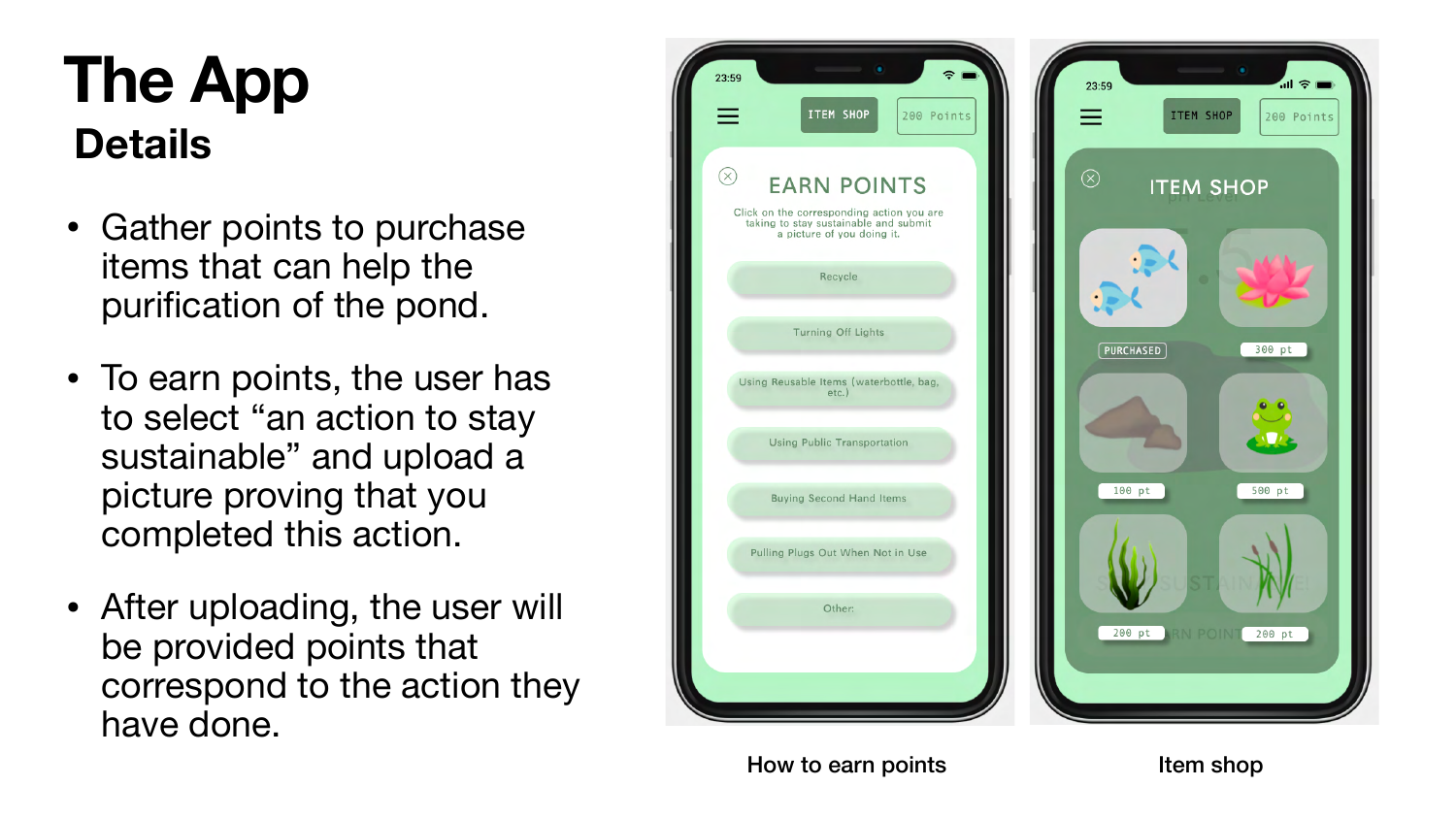# The App

## Details

- Gather points to purchase items that can help the purification of the pond.
- To earn points, the user has to select "an action to stay sustainable" and upload a picture proving that you completed this action.
- After uploading, the user will be provided points that correspond to the action they have done.

How to earn points

Item shop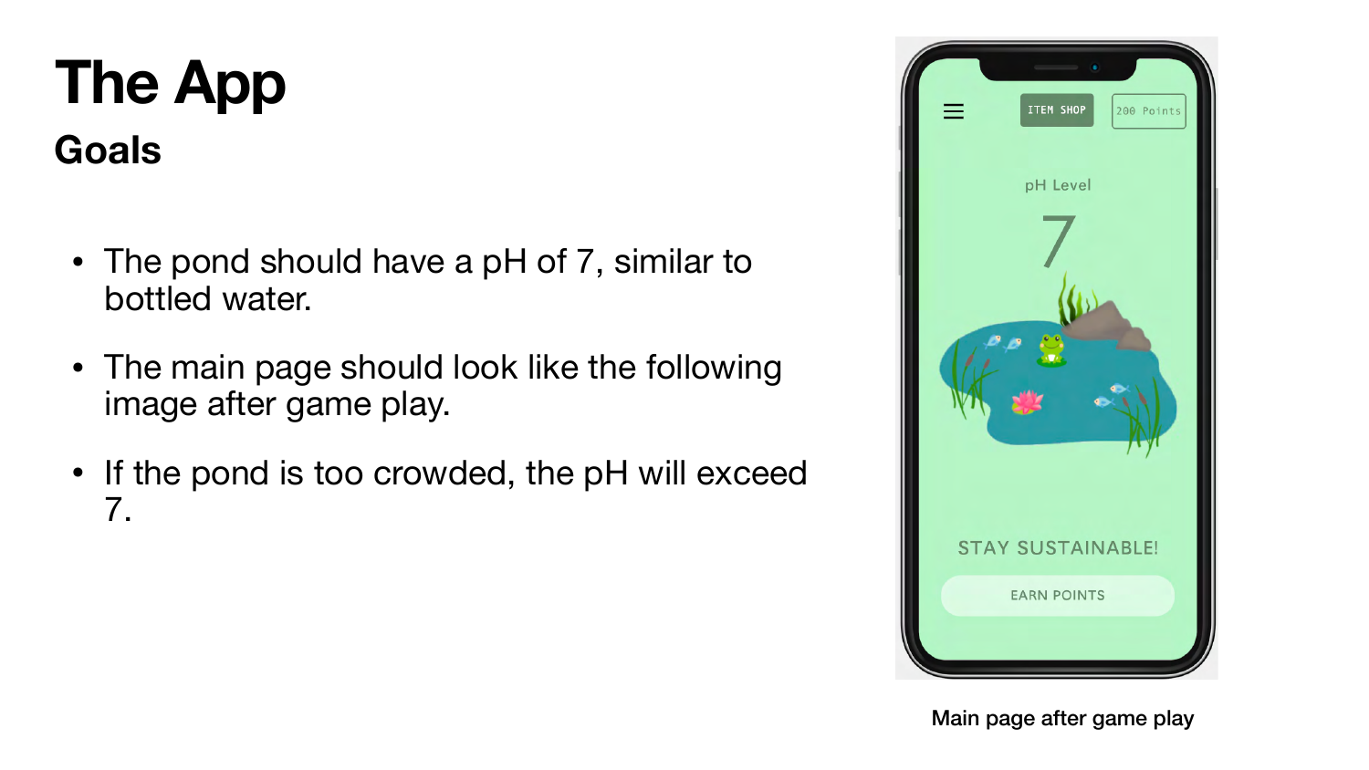# The App

## Goals

- The pond should have a pH of 7, similar to bottled water.
- The main page should look like the following image after game play.
- If the pond is too crowded, the pH will exceed 7.

Main page after game play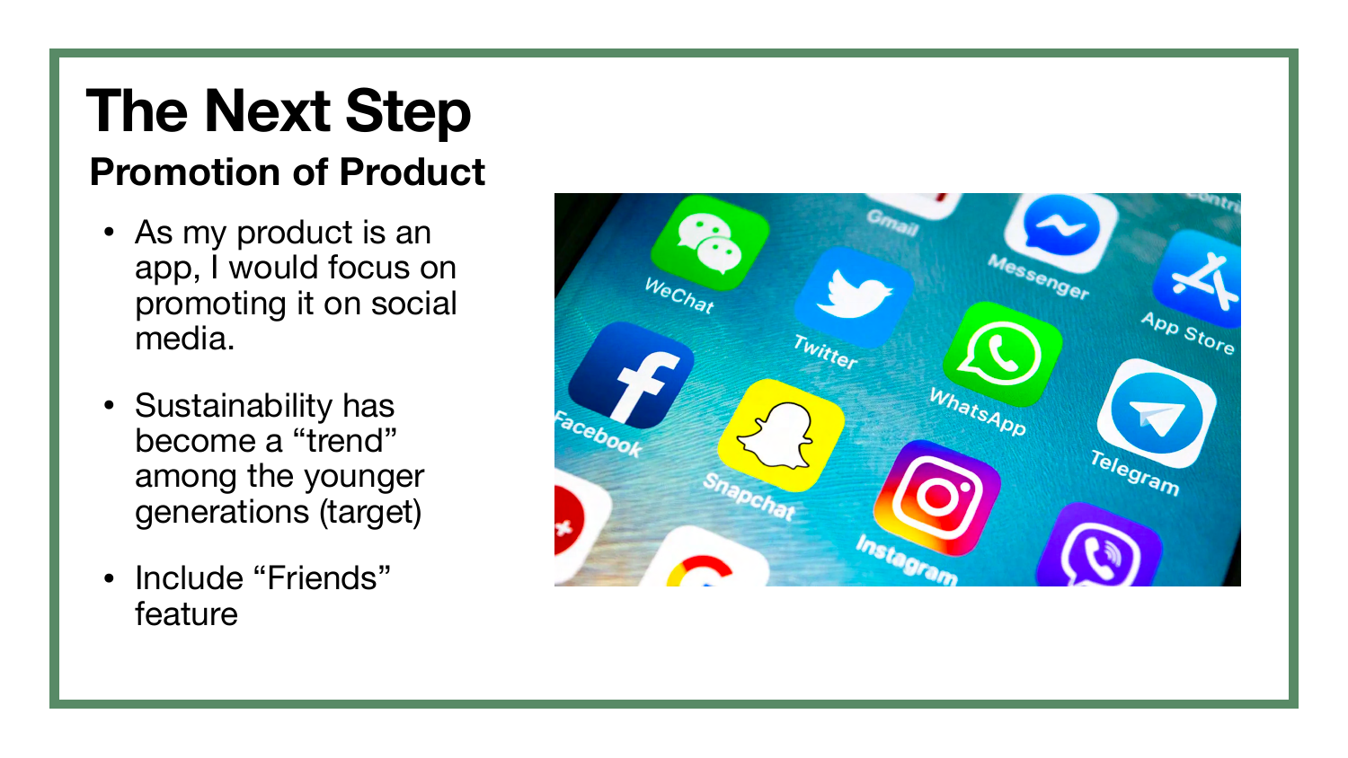# The Next Step

## Promotion of Product

- As my product is an app, I would focus on promoting it on social media.
- Sustainability has become a “trend” among the younger generations (target)
- Include “Friends” feature